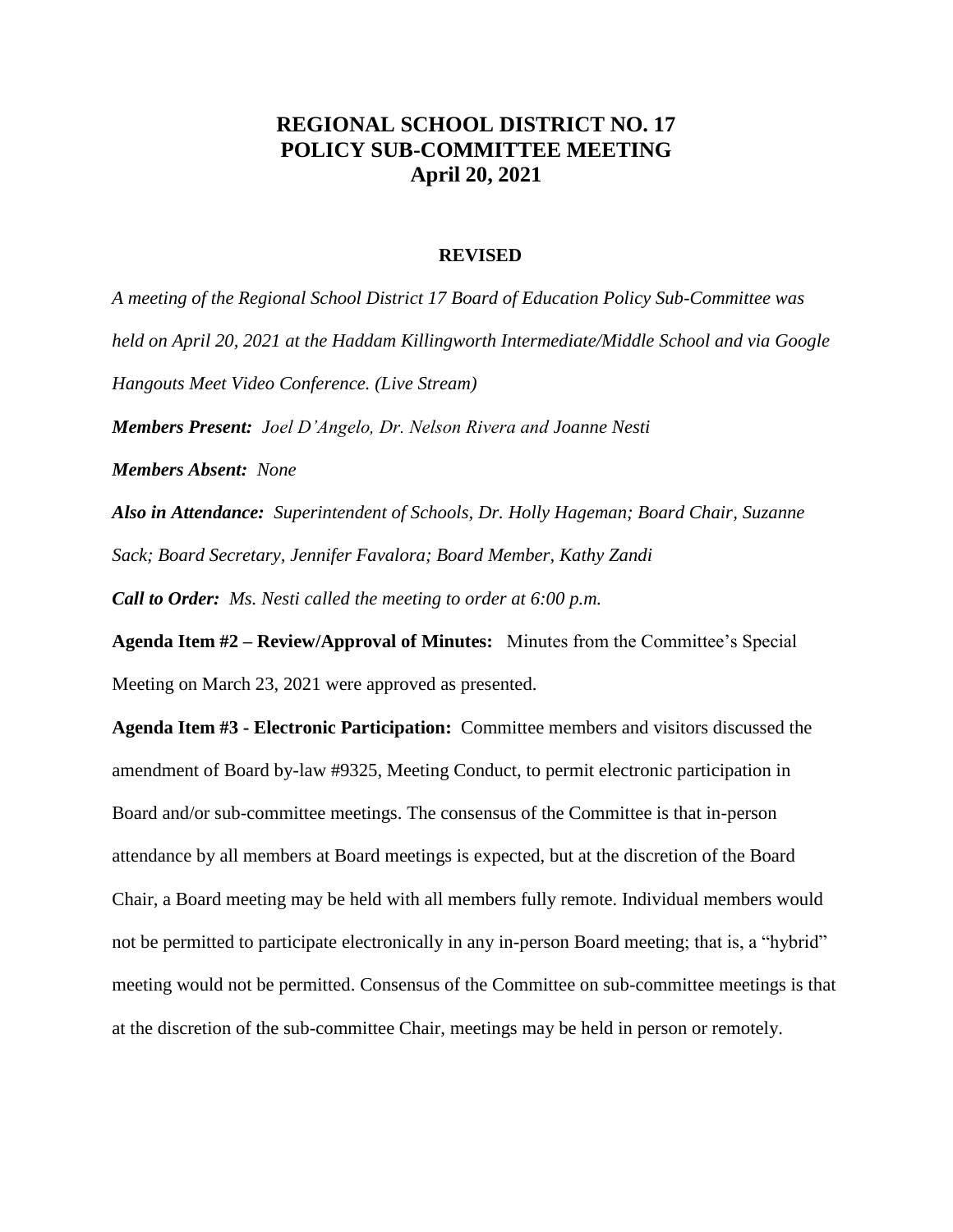# REGIONAL SCHOOL DISTRICT NO. 17
# POLICY SUB-COMMITTEE MEETING
# April 20, 2021

**REVISED**

*A meeting of the Regional School District 17 Board of Education Policy Sub-Committee was held on April 20, 2021 at the Haddam Killingworth Intermediate/Middle School and via Google Hangouts Meet Video Conference. (Live Stream)*

***Members Present:*** *Joel D'Angelo, Dr. Nelson Rivera and Joanne Nesti*

***Members Absent:*** *None*

***Also in Attendance:*** *Superintendent of Schools, Dr. Holly Hageman; Board Chair, Suzanne Sack; Board Secretary, Jennifer Favalora; Board Member, Kathy Zandi*

***Call to Order:*** *Ms. Nesti called the meeting to order at 6:00 p.m.*

**Agenda Item #2 – Review/Approval of Minutes:** Minutes from the Committee's Special Meeting on March 23, 2021 were approved as presented.

**Agenda Item #3 - Electronic Participation:** Committee members and visitors discussed the amendment of Board by-law #9325, Meeting Conduct, to permit electronic participation in Board and/or sub-committee meetings. The consensus of the Committee is that in-person attendance by all members at Board meetings is expected, but at the discretion of the Board Chair, a Board meeting may be held with all members fully remote. Individual members would not be permitted to participate electronically in any in-person Board meeting; that is, a "hybrid" meeting would not be permitted. Consensus of the Committee on sub-committee meetings is that at the discretion of the sub-committee Chair, meetings may be held in person or remotely.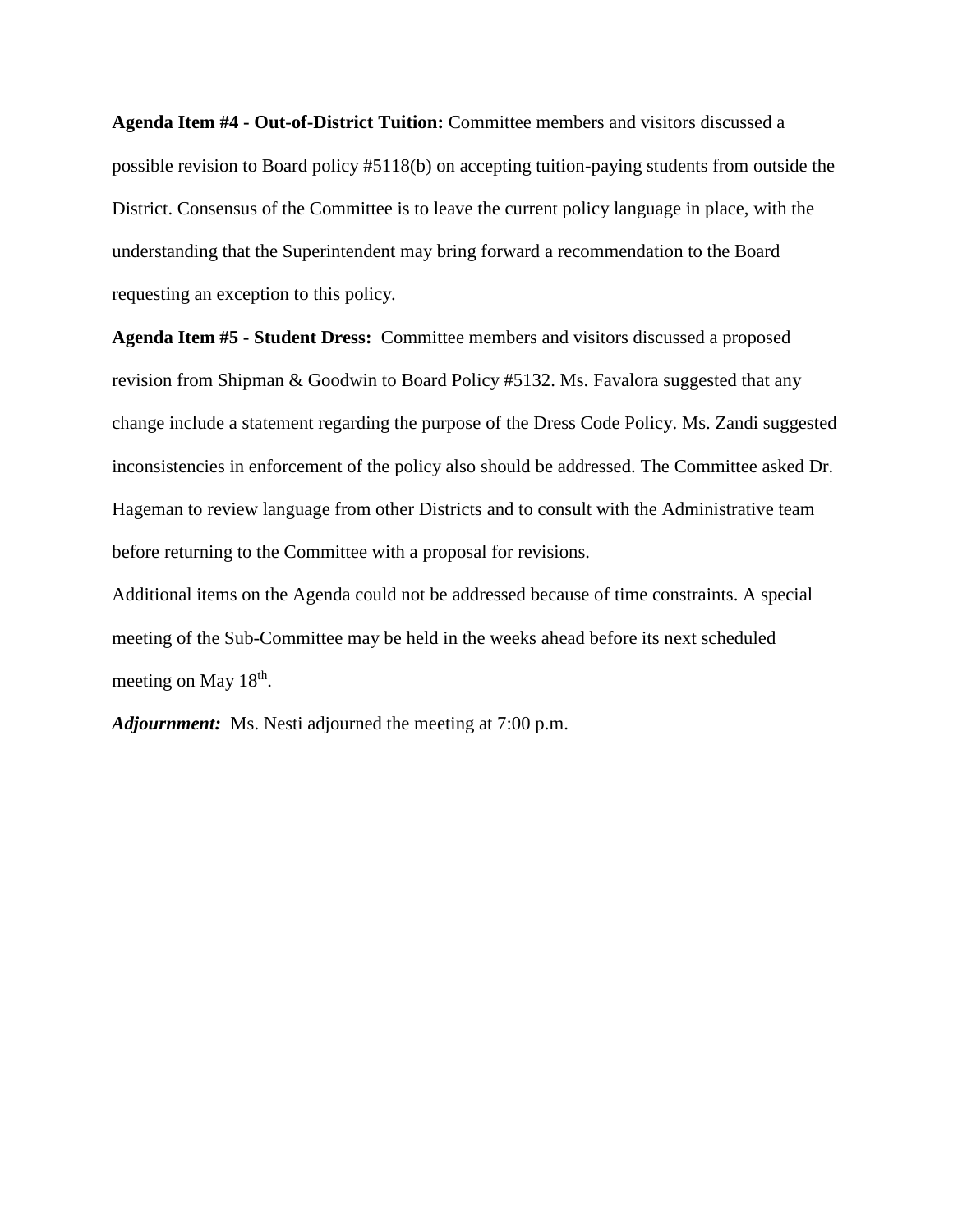**Agenda Item #4 - Out-of-District Tuition:** Committee members and visitors discussed a possible revision to Board policy #5118(b) on accepting tuition-paying students from outside the District. Consensus of the Committee is to leave the current policy language in place, with the understanding that the Superintendent may bring forward a recommendation to the Board requesting an exception to this policy.

**Agenda Item #5 - Student Dress:** Committee members and visitors discussed a proposed revision from Shipman & Goodwin to Board Policy #5132. Ms. Favalora suggested that any change include a statement regarding the purpose of the Dress Code Policy. Ms. Zandi suggested inconsistencies in enforcement of the policy also should be addressed. The Committee asked Dr. Hageman to review language from other Districts and to consult with the Administrative team before returning to the Committee with a proposal for revisions.

Additional items on the Agenda could not be addressed because of time constraints. A special meeting of the Sub-Committee may be held in the weeks ahead before its next scheduled meeting on May 18th.

***Adjournment:*** Ms. Nesti adjourned the meeting at 7:00 p.m.